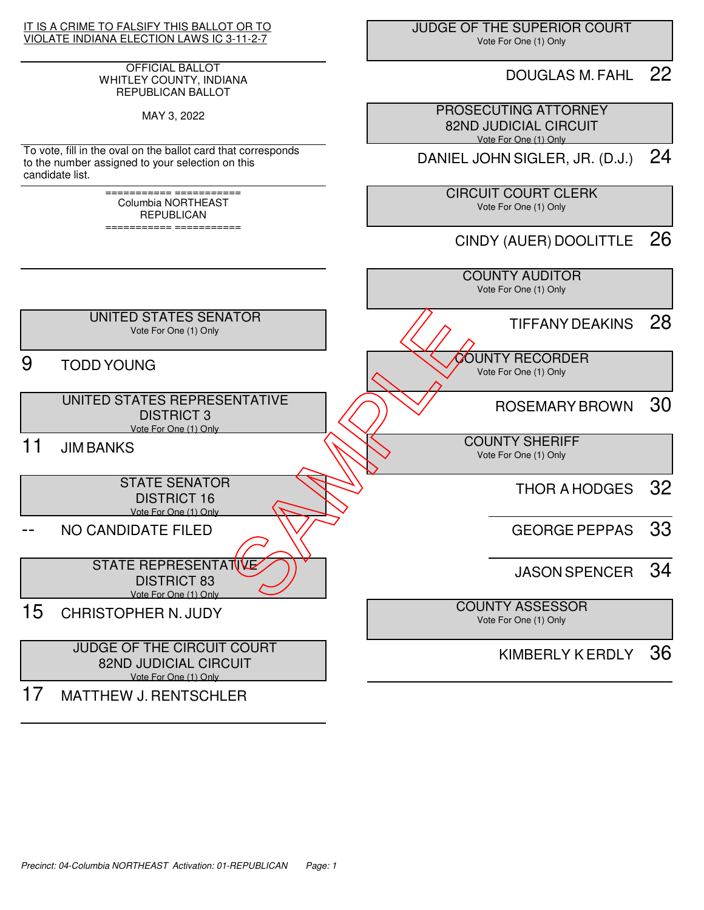IT IS A CRIME TO FALSIFY THIS BALLOT OR TO VIOLATE INDIANA ELECTION LAWS IC 3-11-2-7

OFFICIAL BALLOT
WHITLEY COUNTY, INDIANA
REPUBLICAN BALLOT

MAY 3, 2022

To vote, fill in the oval on the ballot card that corresponds to the number assigned to your selection on this candidate list.

=========== ===========
Columbia NORTHEAST
REPUBLICAN
=========== ===========

### UNITED STATES SENATOR
Vote For One (1) Only

9 TODD YOUNG

### UNITED STATES REPRESENTATIVE DISTRICT 3
Vote For One (1) Only

11 JIM BANKS

### STATE SENATOR DISTRICT 16
Vote For One (1) Only

-- NO CANDIDATE FILED

### STATE REPRESENTATIVE DISTRICT 83
Vote For One (1) Only

15 CHRISTOPHER N. JUDY

### JUDGE OF THE CIRCUIT COURT 82ND JUDICIAL CIRCUIT
Vote For One (1) Only

17 MATTHEW J. RENTSCHLER

### JUDGE OF THE SUPERIOR COURT
Vote For One (1) Only

DOUGLAS M. FAHL 22

### PROSECUTING ATTORNEY 82ND JUDICIAL CIRCUIT
Vote For One (1) Only

DANIEL JOHN SIGLER, JR. (D.J.) 24

### CIRCUIT COURT CLERK
Vote For One (1) Only

CINDY (AUER) DOOLITTLE 26

### COUNTY AUDITOR
Vote For One (1) Only

TIFFANY DEAKINS 28

### COUNTY RECORDER
Vote For One (1) Only

ROSEMARY BROWN 30

### COUNTY SHERIFF
Vote For One (1) Only

THOR A HODGES 32

GEORGE PEPPAS 33

JASON SPENCER 34

### COUNTY ASSESSOR
Vote For One (1) Only

KIMBERLY K ERDLY 36

SAMPLE

*Precinct: 04-Columbia NORTHEAST Activation: 01-REPUBLICAN*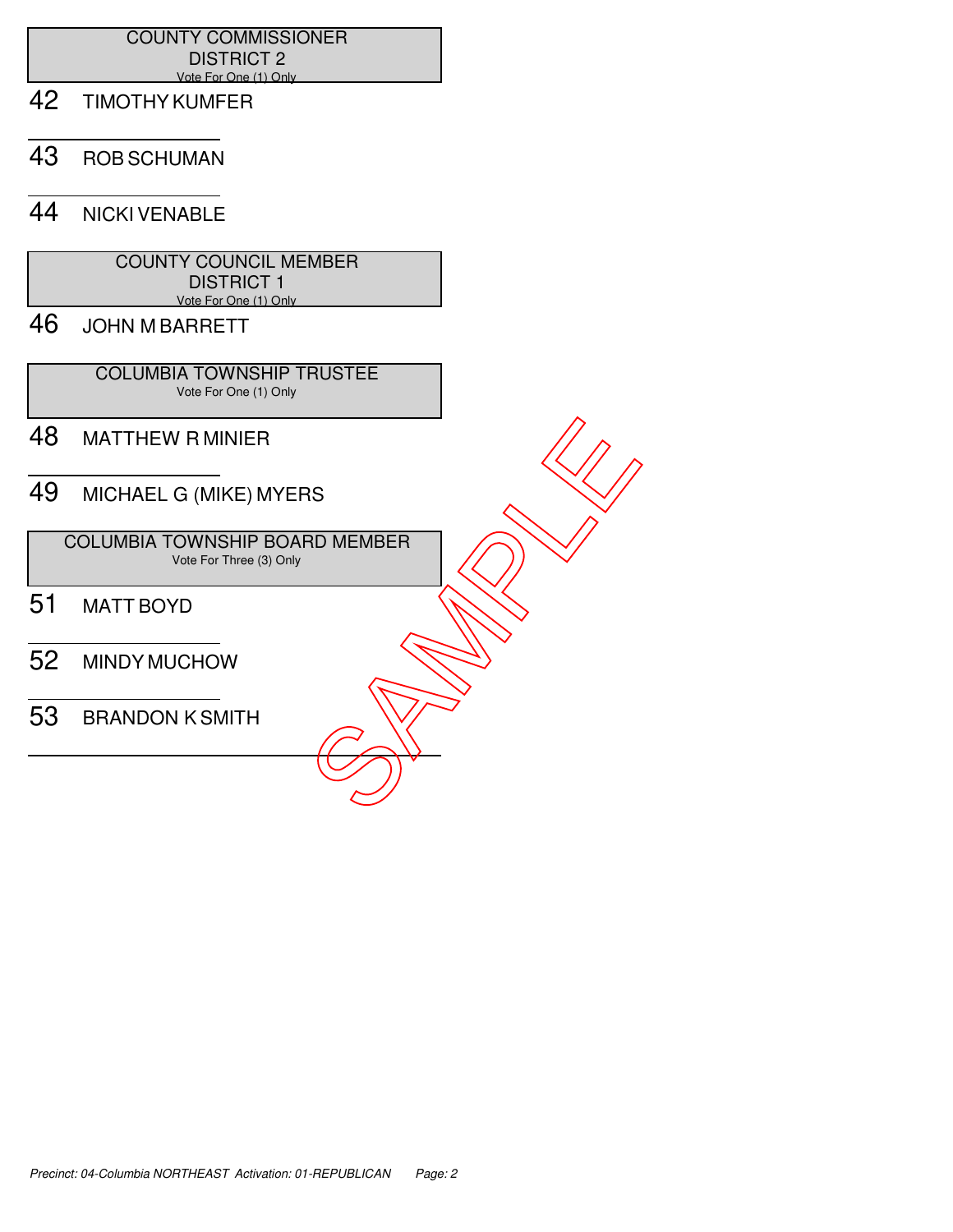## COUNTY COMMISSIONER DISTRICT 2
Vote For One (1) Only

42 TIMOTHY KUMFER

43 ROB SCHUMAN

44 NICKI VENABLE

## COUNTY COUNCIL MEMBER DISTRICT 1
Vote For One (1) Only

46 JOHN M BARRETT

## COLUMBIA TOWNSHIP TRUSTEE
Vote For One (1) Only

48 MATTHEW R MINIER

49 MICHAEL G (MIKE) MYERS

## COLUMBIA TOWNSHIP BOARD MEMBER
Vote For Three (3) Only

51 MATT BOYD

52 MINDY MUCHOW

53 BRANDON K SMITH

SAMPLE

*Precint: 04-Columbia NORTHEAST Activation: 01-REPUBLICAN*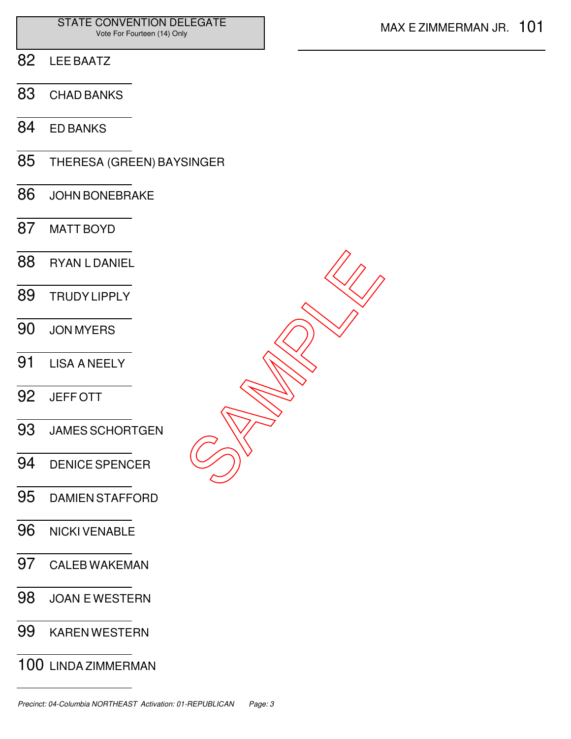## STATE CONVENTION DELEGATE

Vote For Fourteen (14) Only

82 LEE BAATZ

83 CHAD BANKS

84 ED BANKS

85 THERESA (GREEN) BAYSINGER

86 JOHN BONEBRAKE

87 MATT BOYD

88 RYAN L DANIEL

89 TRUDY LIPPLY

90 JON MYERS

91 LISA A NEELY

92 JEFF OTT

93 JAMES SCHORTGEN

94 DENICE SPENCER

95 DAMIEN STAFFORD

96 NICKI VENABLE

97 CALEB WAKEMAN

98 JOAN E WESTERN

99 KAREN WESTERN

100 LINDA ZIMMERMAN

101 MAX E ZIMMERMAN JR.

SAMPLE

*Precinct: 04-Columbia NORTHEAST Activation: 01-REPUBLICAN Page: 3*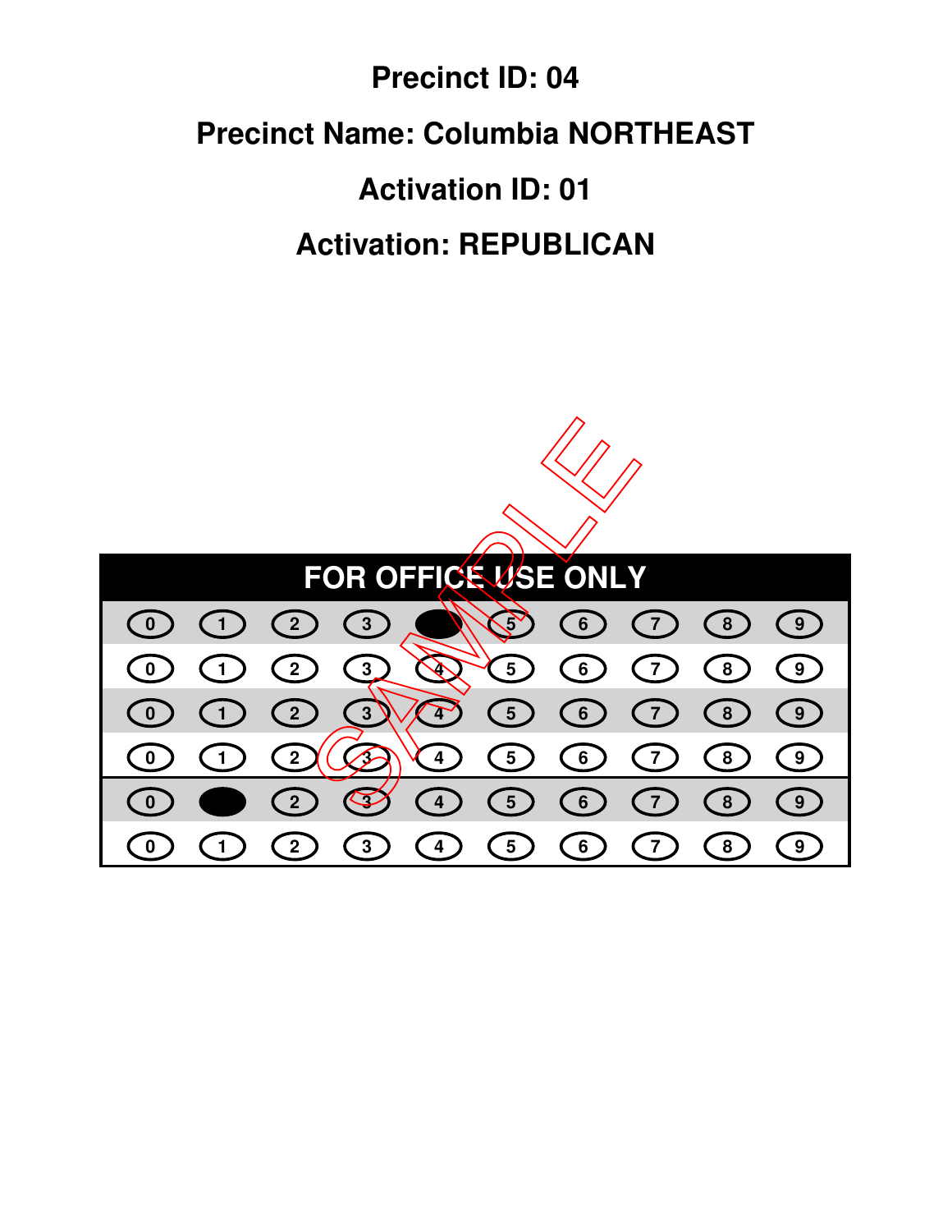**Precinct ID: 04**

**Precinct Name: Columbia NORTHEAST**

**Activation ID: 01**

**Activation: REPUBLICAN**

SAMPLE

| FOR OFFICE USE ONLY | | | | | | | | | |
|---|---|---|---|---|---|---|---|---|---|
| 0 | 1 | 2 | 3 | ● | 5 | 6 | 7 | 8 | 9 |
| 0 | 1 | 2 | 3 | 4 | 5 | 6 | 7 | 8 | 9 |
| 0 | 1 | 2 | 3 | 4 | 5 | 6 | 7 | 8 | 9 |
| 0 | 1 | 2 | 3 | 4 | 5 | 6 | 7 | 8 | 9 |
| 0 | ● | 2 | 3 | 4 | 5 | 6 | 7 | 8 | 9 |
| 0 | 1 | 2 | 3 | 4 | 5 | 6 | 7 | 8 | 9 |